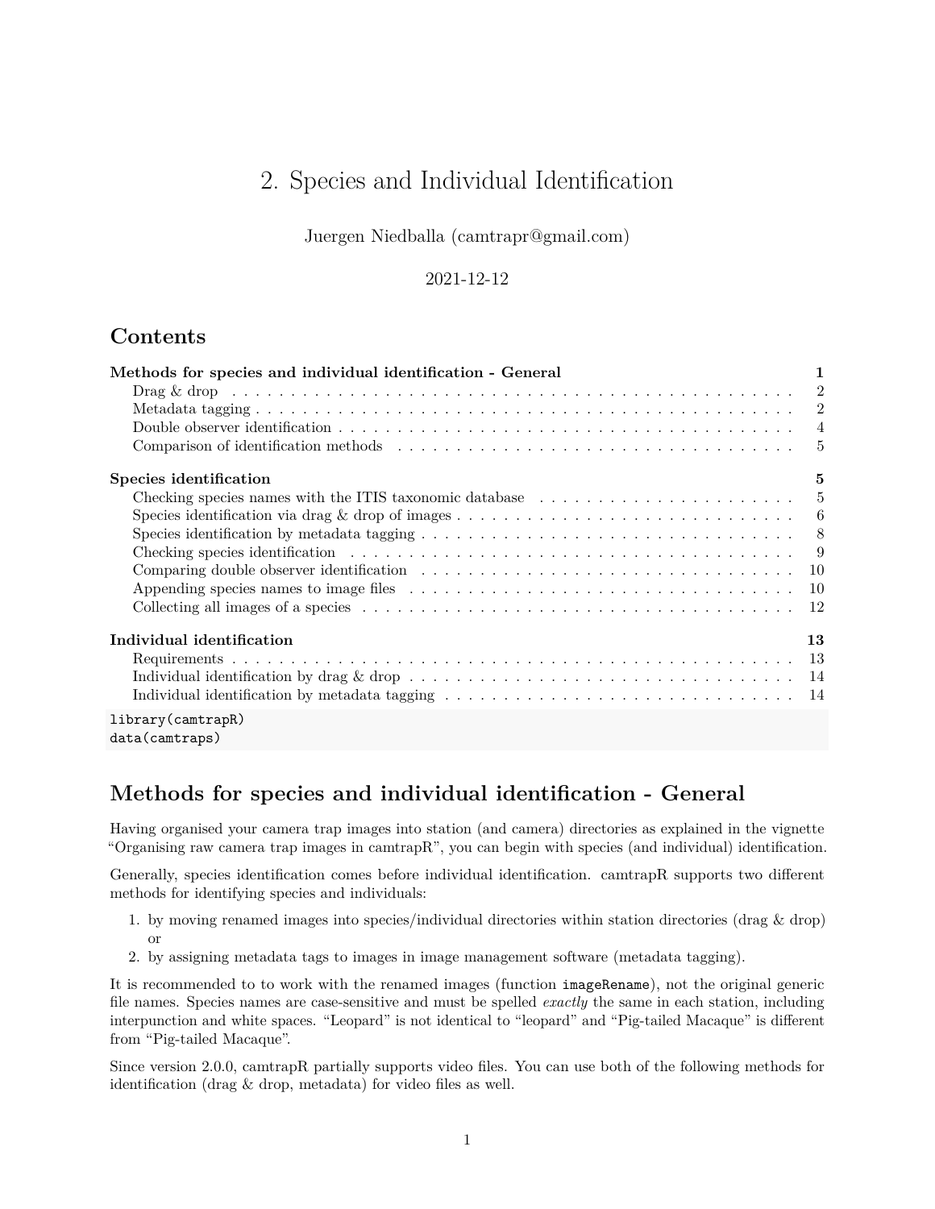# 2. Species and Individual Identification

Juergen Niedballa (camtrapr@gmail.com)

2021-12-12

## Contents

**Methods for species and individual identification - General** — 1
- Drag & drop — 2
- Metadata tagging — 2
- Double observer identification — 4
- Comparison of identification methods — 5

**Species identification** — 5
- Checking species names with the ITIS taxonomic database — 5
- Species identification via drag & drop of images — 6
- Species identification by metadata tagging — 8
- Checking species identification — 9
- Comparing double observer identification — 10
- Appending species names to image files — 10
- Collecting all images of a species — 12

**Individual identification** — 13
- Requirements — 13
- Individual identification by drag & drop — 14
- Individual identification by metadata tagging — 14

```
library(camtrapR)
data(camtraps)
```

## Methods for species and individual identification - General

Having organised your camera trap images into station (and camera) directories as explained in the vignette "Organising raw camera trap images in camtrapR", you can begin with species (and individual) identification.

Generally, species identification comes before individual identification. camtrapR supports two different methods for identifying species and individuals:

1. by moving renamed images into species/individual directories within station directories (drag & drop) or
2. by assigning metadata tags to images in image management software (metadata tagging).

It is recommended to to work with the renamed images (function `imageRename`), not the original generic file names. Species names are case-sensitive and must be spelled *exactly* the same in each station, including interpunction and white spaces. "Leopard" is not identical to "leopard" and "Pig-tailed Macaque" is different from "Pig-tailed Macaque".

Since version 2.0.0, camtrapR partially supports video files. You can use both of the following methods for identification (drag & drop, metadata) for video files as well.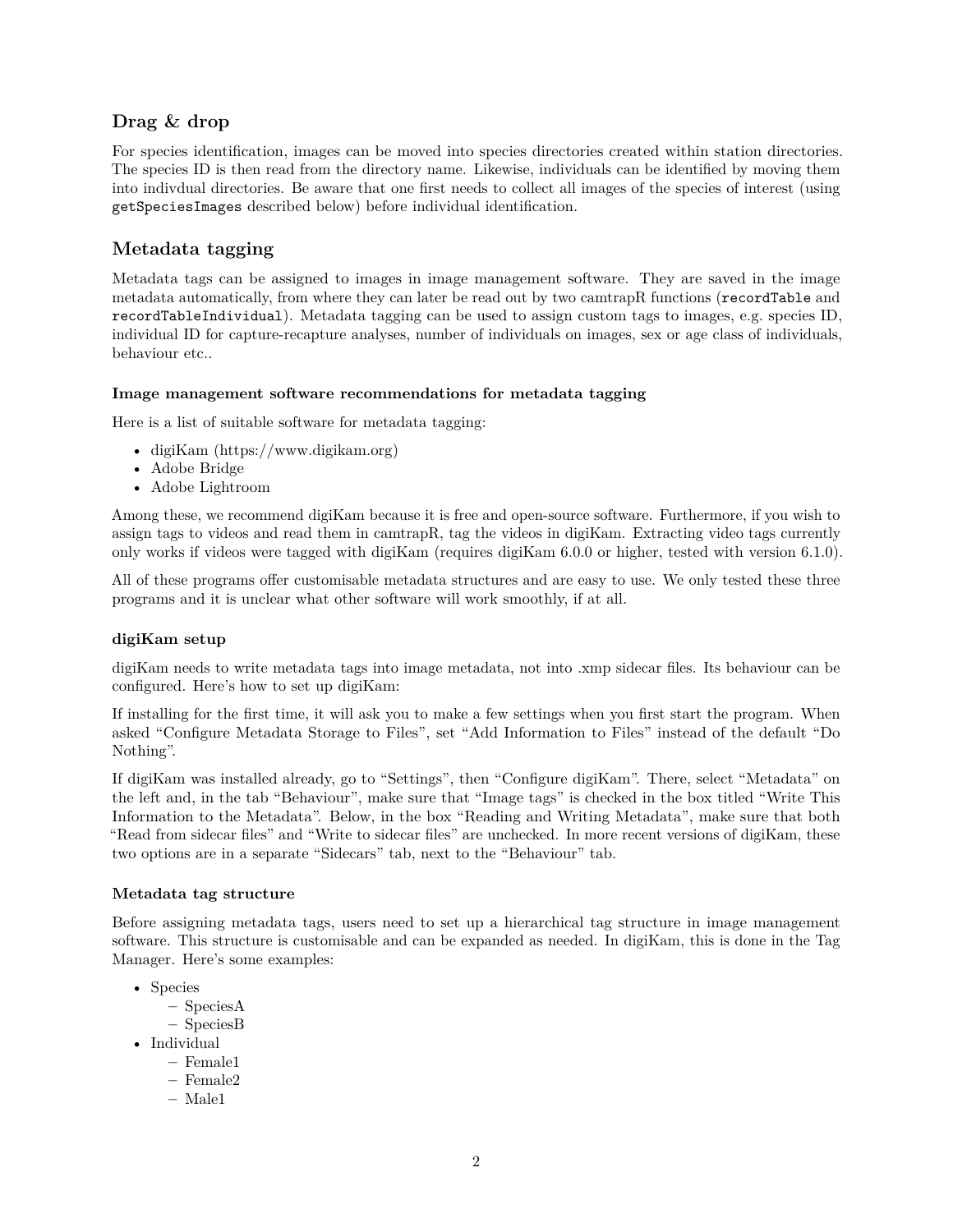## Drag & drop

For species identification, images can be moved into species directories created within station directories. The species ID is then read from the directory name. Likewise, individuals can be identified by moving them into indivdual directories. Be aware that one first needs to collect all images of the species of interest (using `getSpeciesImages` described below) before individual identification.

## Metadata tagging

Metadata tags can be assigned to images in image management software. They are saved in the image metadata automatically, from where they can later be read out by two camtrapR functions (`recordTable` and `recordTableIndividual`). Metadata tagging can be used to assign custom tags to images, e.g. species ID, individual ID for capture-recapture analyses, number of individuals on images, sex or age class of individuals, behaviour etc..

### Image management software recommendations for metadata tagging

Here is a list of suitable software for metadata tagging:

- digiKam (https://www.digikam.org)
- Adobe Bridge
- Adobe Lightroom

Among these, we recommend digiKam because it is free and open-source software. Furthermore, if you wish to assign tags to videos and read them in camtrapR, tag the videos in digiKam. Extracting video tags currently only works if videos were tagged with digiKam (requires digiKam 6.0.0 or higher, tested with version 6.1.0).

All of these programs offer customisable metadata structures and are easy to use. We only tested these three programs and it is unclear what other software will work smoothly, if at all.

### digiKam setup

digiKam needs to write metadata tags into image metadata, not into .xmp sidecar files. Its behaviour can be configured. Here's how to set up digiKam:

If installing for the first time, it will ask you to make a few settings when you first start the program. When asked "Configure Metadata Storage to Files", set "Add Information to Files" instead of the default "Do Nothing".

If digiKam was installed already, go to "Settings", then "Configure digiKam". There, select "Metadata" on the left and, in the tab "Behaviour", make sure that "Image tags" is checked in the box titled "Write This Information to the Metadata". Below, in the box "Reading and Writing Metadata", make sure that both "Read from sidecar files" and "Write to sidecar files" are unchecked. In more recent versions of digiKam, these two options are in a separate "Sidecars" tab, next to the "Behaviour" tab.

### Metadata tag structure

Before assigning metadata tags, users need to set up a hierarchical tag structure in image management software. This structure is customisable and can be expanded as needed. In digiKam, this is done in the Tag Manager. Here's some examples:

- Species
  - SpeciesA
  - SpeciesB
- Individual
  - Female1
  - Female2
  - Male1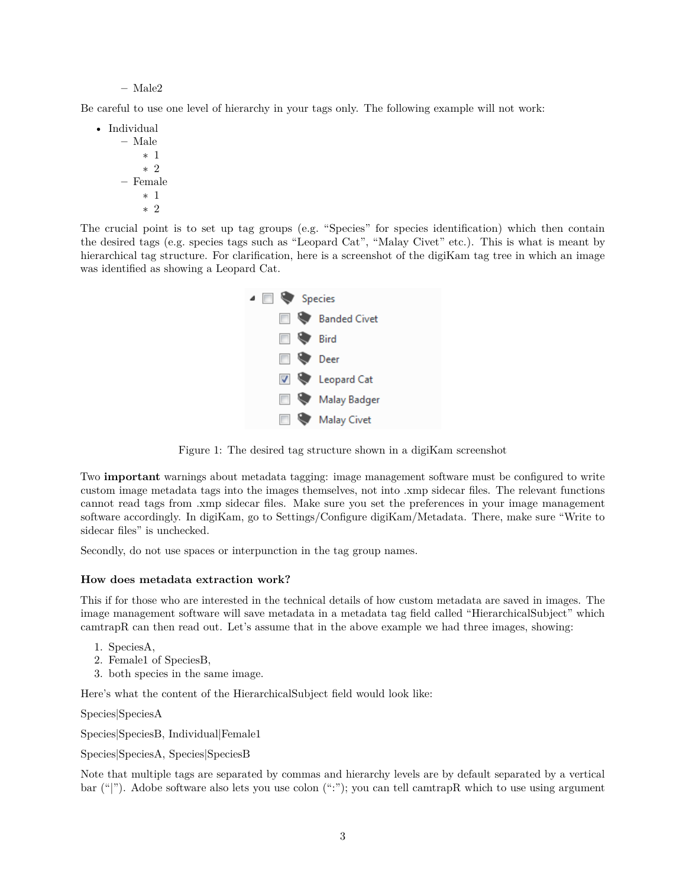- Male2

Be careful to use one level of hierarchy in your tags only. The following example will not work:

- Individual
  - Male
    - 1
    - 2
  - Female
    - 1
    - 2

The crucial point is to set up tag groups (e.g. "Species" for species identification) which then contain the desired tags (e.g. species tags such as "Leopard Cat", "Malay Civet" etc.). This is what is meant by hierarchical tag structure. For clarification, here is a screenshot of the digiKam tag tree in which an image was identified as showing a Leopard Cat.

Figure 1: The desired tag structure shown in a digiKam screenshot

Two **important** warnings about metadata tagging: image management software must be configured to write custom image metadata tags into the images themselves, not into .xmp sidecar files. The relevant functions cannot read tags from .xmp sidecar files. Make sure you set the preferences in your image management software accordingly. In digiKam, go to Settings/Configure digiKam/Metadata. There, make sure "Write to sidecar files" is unchecked.

Secondly, do not use spaces or interpunction in the tag group names.

### How does metadata extraction work?

This if for those who are interested in the technical details of how custom metadata are saved in images. The image management software will save metadata in a metadata tag field called "HierarchicalSubject" which camtrapR can then read out. Let's assume that in the above example we had three images, showing:

1. SpeciesA,
2. Female1 of SpeciesB,
3. both species in the same image.

Here's what the content of the HierarchicalSubject field would look like:

Species|SpeciesA

Species|SpeciesB, Individual|Female1

Species|SpeciesA, Species|SpeciesB

Note that multiple tags are separated by commas and hierarchy levels are by default separated by a vertical bar ("|"). Adobe software also lets you use colon (":"); you can tell camtrapR which to use using argument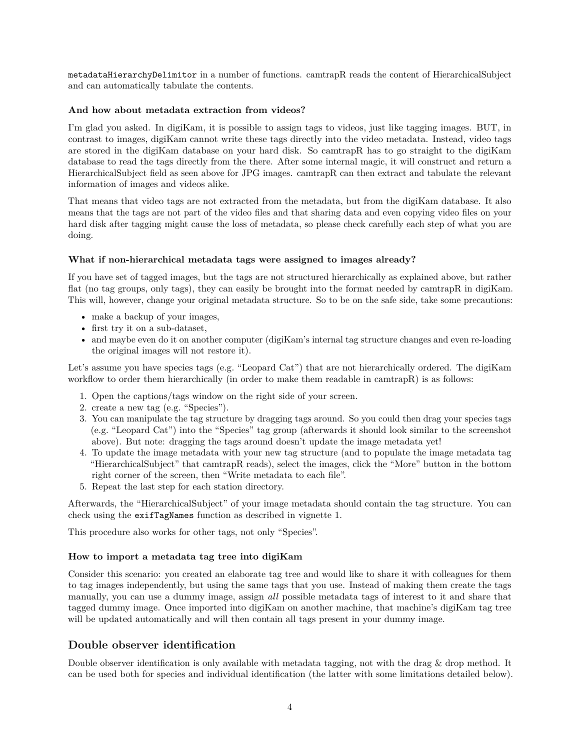`metadataHierarchyDelimitor` in a number of functions. camtrapR reads the content of HierarchicalSubject and can automatically tabulate the contents.

#### And how about metadata extraction from videos?

I'm glad you asked. In digiKam, it is possible to assign tags to videos, just like tagging images. BUT, in contrast to images, digiKam cannot write these tags directly into the video metadata. Instead, video tags are stored in the digiKam database on your hard disk. So camtrapR has to go straight to the digiKam database to read the tags directly from the there. After some internal magic, it will construct and return a HierarchicalSubject field as seen above for JPG images. camtrapR can then extract and tabulate the relevant information of images and videos alike.

That means that video tags are not extracted from the metadata, but from the digiKam database. It also means that the tags are not part of the video files and that sharing data and even copying video files on your hard disk after tagging might cause the loss of metadata, so please check carefully each step of what you are doing.

#### What if non-hierarchical metadata tags were assigned to images already?

If you have set of tagged images, but the tags are not structured hierarchically as explained above, but rather flat (no tag groups, only tags), they can easily be brought into the format needed by camtrapR in digiKam. This will, however, change your original metadata structure. So to be on the safe side, take some precautions:

- make a backup of your images,
- first try it on a sub-dataset,
- and maybe even do it on another computer (digiKam's internal tag structure changes and even re-loading the original images will not restore it).

Let's assume you have species tags (e.g. "Leopard Cat") that are not hierarchically ordered. The digiKam workflow to order them hierarchically (in order to make them readable in camtrapR) is as follows:

1. Open the captions/tags window on the right side of your screen.
2. create a new tag (e.g. "Species").
3. You can manipulate the tag structure by dragging tags around. So you could then drag your species tags (e.g. "Leopard Cat") into the "Species" tag group (afterwards it should look similar to the screenshot above). But note: dragging the tags around doesn't update the image metadata yet!
4. To update the image metadata with your new tag structure (and to populate the image metadata tag "HierarchicalSubject" that camtrapR reads), select the images, click the "More" button in the bottom right corner of the screen, then "Write metadata to each file".
5. Repeat the last step for each station directory.

Afterwards, the "HierarchicalSubject" of your image metadata should contain the tag structure. You can check using the `exifTagNames` function as described in vignette 1.

This procedure also works for other tags, not only "Species".

#### How to import a metadata tag tree into digiKam

Consider this scenario: you created an elaborate tag tree and would like to share it with colleagues for them to tag images independently, but using the same tags that you use. Instead of making them create the tags manually, you can use a dummy image, assign *all* possible metadata tags of interest to it and share that tagged dummy image. Once imported into digiKam on another machine, that machine's digiKam tag tree will be updated automatically and will then contain all tags present in your dummy image.

## Double observer identification

Double observer identification is only available with metadata tagging, not with the drag & drop method. It can be used both for species and individual identification (the latter with some limitations detailed below).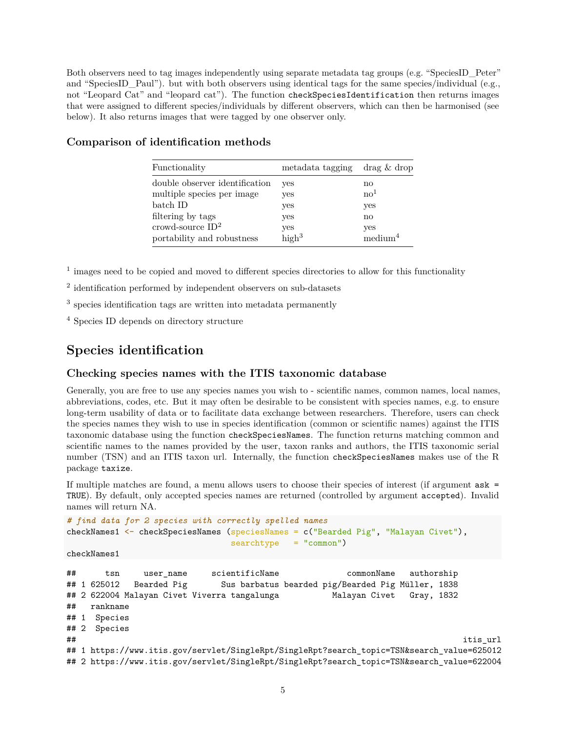Both observers need to tag images independently using separate metadata tag groups (e.g. "SpeciesID_Peter" and "SpeciesID_Paul"). but with both observers using identical tags for the same species/individual (e.g., not "Leopard Cat" and "leopard cat"). The function `checkSpeciesIdentification` then returns images that were assigned to different species/individuals by different observers, which can then be harmonised (see below). It also returns images that were tagged by one observer only.

### Comparison of identification methods

| Functionality | metadata tagging | drag & drop |
|---|---|---|
| double observer identification | yes | no |
| multiple species per image | yes | no[1] |
| batch ID | yes | yes |
| filtering by tags | yes | no |
| crowd-source ID[2] | yes | yes |
| portability and robustness | high[3] | medium[4] |

[1] images need to be copied and moved to different species directories to allow for this functionality

[2] identification performed by independent observers on sub-datasets

[3] species identification tags are written into metadata permanently

[4] Species ID depends on directory structure

## Species identification

### Checking species names with the ITIS taxonomic database

Generally, you are free to use any species names you wish to - scientific names, common names, local names, abbreviations, codes, etc. But it may often be desirable to be consistent with species names, e.g. to ensure long-term usability of data or to facilitate data exchange between researchers. Therefore, users can check the species names they wish to use in species identification (common or scientific names) against the ITIS taxonomic database using the function `checkSpeciesNames`. The function returns matching common and scientific names to the names provided by the user, taxon ranks and authors, the ITIS taxonomic serial number (TSN) and an ITIS taxon url. Internally, the function `checkSpeciesNames` makes use of the R package `taxize`.

If multiple matches are found, a menu allows users to choose their species of interest (if argument `ask = TRUE`). By default, only accepted species names are returned (controlled by argument `accepted`). Invalid names will return NA.

```
# find data for 2 species with correctly spelled names
checkNames1 <- checkSpeciesNames (speciesNames = c("Bearded Pig", "Malayan Civet"),
                                  searchtype   = "common")
checkNames1
```

```
##      tsn     user_name     scientificName              commonName   authorship
## 1 625012   Bearded Pig       Sus barbatus bearded pig/Bearded Pig Müller, 1838
## 2 622004 Malayan Civet Viverra tangalunga           Malayan Civet   Gray, 1832
##   rankname
## 1  Species
## 2  Species
##                                                                           itis_url
## 1 https://www.itis.gov/servlet/SingleRpt/SingleRpt?search_topic=TSN&search_value=625012
## 2 https://www.itis.gov/servlet/SingleRpt/SingleRpt?search_topic=TSN&search_value=622004
```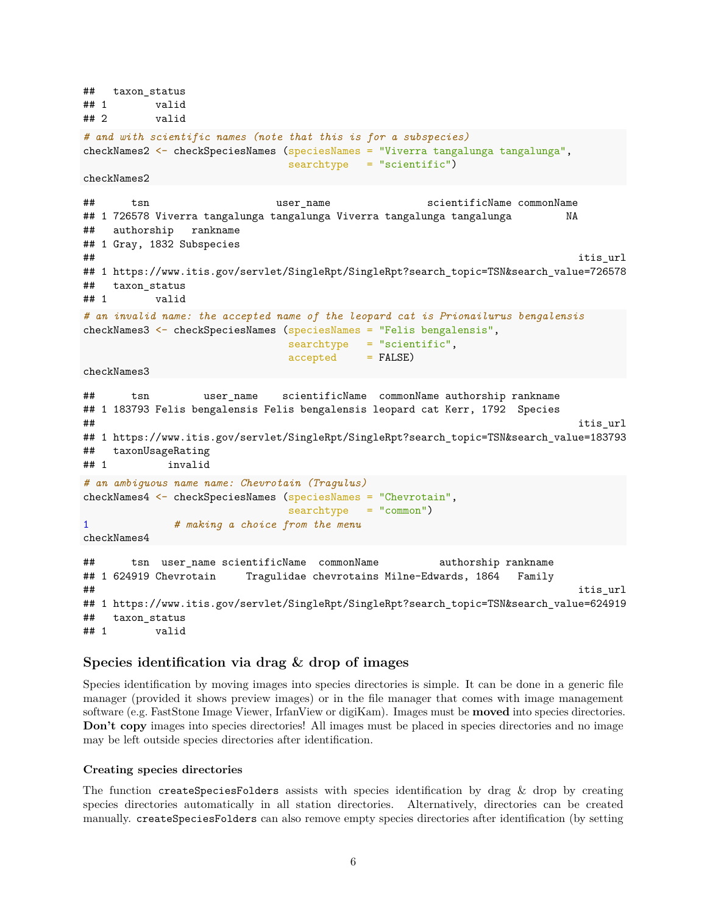```
##   taxon_status
## 1        valid
## 2        valid
```

```
# and with scientific names (note that this is for a subspecies)
checkNames2 <- checkSpeciesNames (speciesNames = "Viverra tangalunga tangalunga",
                                  searchtype   = "scientific")
checkNames2
```

```
##      tsn                     user_name                scientificName commonName
## 1 726578 Viverra tangalunga tangalunga Viverra tangalunga tangalunga         NA
##   authorship   rankname
## 1 Gray, 1832 Subspecies
##                                                                                itis_url
## 1 https://www.itis.gov/servlet/SingleRpt/SingleRpt?search_topic=TSN&search_value=726578
##   taxon_status
## 1        valid
```

```
# an invalid name: the accepted name of the leopard cat is Prionailurus bengalensis
checkNames3 <- checkSpeciesNames (speciesNames = "Felis bengalensis",
                                  searchtype   = "scientific",
                                  accepted     = FALSE)
checkNames3
```

```
##      tsn         user_name    scientificName  commonName authorship rankname
## 1 183793 Felis bengalensis Felis bengalensis leopard cat Kerr, 1792  Species
##                                                                                itis_url
## 1 https://www.itis.gov/servlet/SingleRpt/SingleRpt?search_topic=TSN&search_value=183793
##   taxonUsageRating
## 1          invalid
```

```
# an ambiguous name name: Chevrotain (Tragulus)
checkNames4 <- checkSpeciesNames (speciesNames = "Chevrotain",
                                  searchtype   = "common")
1              # making a choice from the menu
checkNames4
```

```
##      tsn  user_name scientificName  commonName          authorship rankname
## 1 624919 Chevrotain     Tragulidae chevrotains Milne-Edwards, 1864   Family
##                                                                                itis_url
## 1 https://www.itis.gov/servlet/SingleRpt/SingleRpt?search_topic=TSN&search_value=624919
##   taxon_status
## 1        valid
```

## Species identification via drag & drop of images

Species identification by moving images into species directories is simple. It can be done in a generic file manager (provided it shows preview images) or in the file manager that comes with image management software (e.g. FastStone Image Viewer, IrfanView or digiKam). Images must be **moved** into species directories. **Don't copy** images into species directories! All images must be placed in species directories and no image may be left outside species directories after identification.

### Creating species directories

The function `createSpeciesFolders` assists with species identification by drag & drop by creating species directories automatically in all station directories. Alternatively, directories can be created manually. `createSpeciesFolders` can also remove empty species directories after identification (by setting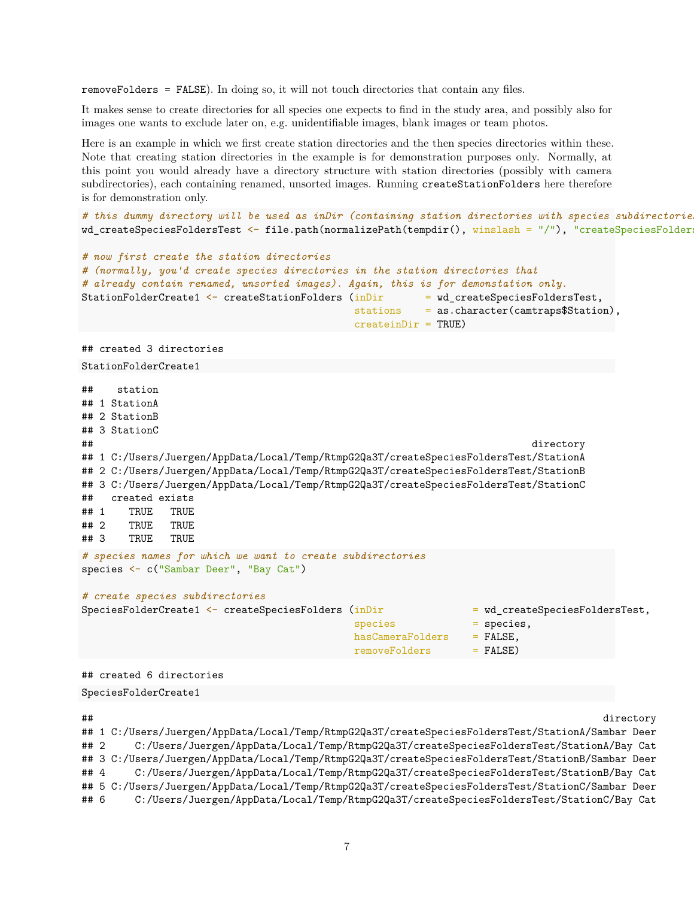removeFolders = FALSE). In doing so, it will not touch directories that contain any files.

It makes sense to create directories for all species one expects to find in the study area, and possibly also for images one wants to exclude later on, e.g. unidentifiable images, blank images or team photos.

Here is an example in which we first create station directories and the then species directories within these. Note that creating station directories in the example is for demonstration purposes only. Normally, at this point you would already have a directory structure with station directories (possibly with camera subdirectories), each containing renamed, unsorted images. Running `createStationFolders` here therefore is for demonstration only.

```
# this dummy directory will be used as inDir (containing station directories with species subdirectorie
wd_createSpeciesFoldersTest <- file.path(normalizePath(tempdir(), winslash = "/"), "createSpeciesFolder

# now first create the station directories
# (normally, you'd create species directories in the station directories that
# already contain renamed, unsorted images). Again, this is for demonstation only.
StationFolderCreate1 <- createStationFolders (inDir       = wd_createSpeciesFoldersTest,
                                              stations    = as.character(camtraps$Station),
                                              createinDir = TRUE)

## created 3 directories

StationFolderCreate1

##    station
## 1 StationA
## 2 StationB
## 3 StationC
##                                                                    directory
## 1 C:/Users/Juergen/AppData/Local/Temp/RtmpG2Qa3T/createSpeciesFoldersTest/StationA
## 2 C:/Users/Juergen/AppData/Local/Temp/RtmpG2Qa3T/createSpeciesFoldersTest/StationB
## 3 C:/Users/Juergen/AppData/Local/Temp/RtmpG2Qa3T/createSpeciesFoldersTest/StationC
##   created exists
## 1    TRUE   TRUE
## 2    TRUE   TRUE
## 3    TRUE   TRUE

# species names for which we want to create subdirectories
species <- c("Sambar Deer", "Bay Cat")

# create species subdirectories
SpeciesFolderCreate1 <- createSpeciesFolders (inDir               = wd_createSpeciesFoldersTest,
                                              species             = species,
                                              hasCameraFolders    = FALSE,
                                              removeFolders       = FALSE)

## created 6 directories

SpeciesFolderCreate1

##                                                                                directory
## 1 C:/Users/Juergen/AppData/Local/Temp/RtmpG2Qa3T/createSpeciesFoldersTest/StationA/Sambar Deer
## 2     C:/Users/Juergen/AppData/Local/Temp/RtmpG2Qa3T/createSpeciesFoldersTest/StationA/Bay Cat
## 3 C:/Users/Juergen/AppData/Local/Temp/RtmpG2Qa3T/createSpeciesFoldersTest/StationB/Sambar Deer
## 4     C:/Users/Juergen/AppData/Local/Temp/RtmpG2Qa3T/createSpeciesFoldersTest/StationB/Bay Cat
## 5 C:/Users/Juergen/AppData/Local/Temp/RtmpG2Qa3T/createSpeciesFoldersTest/StationC/Sambar Deer
## 6     C:/Users/Juergen/AppData/Local/Temp/RtmpG2Qa3T/createSpeciesFoldersTest/StationC/Bay Cat
```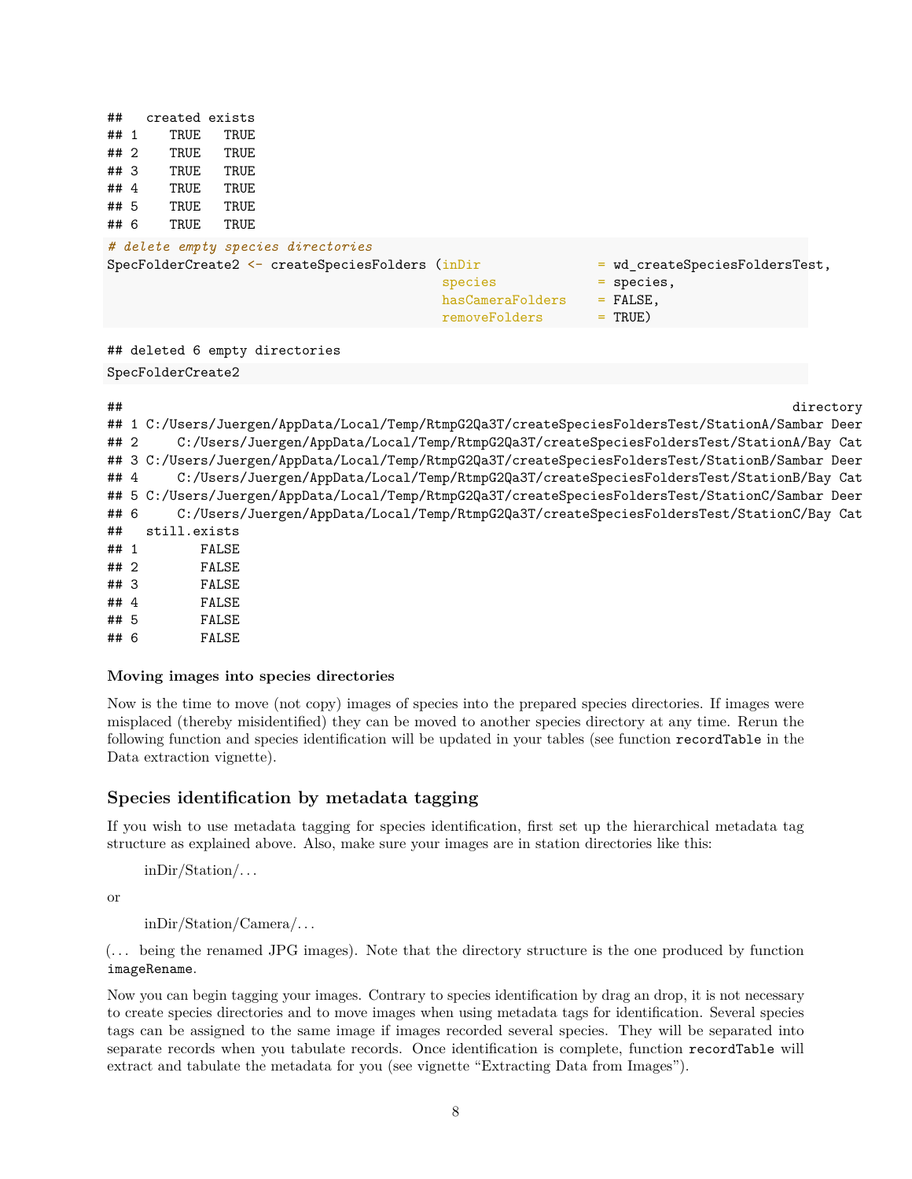```
##   created exists
## 1    TRUE   TRUE
## 2    TRUE   TRUE
## 3    TRUE   TRUE
## 4    TRUE   TRUE
## 5    TRUE   TRUE
## 6    TRUE   TRUE
```

```
# delete empty species directories
SpecFolderCreate2 <- createSpeciesFolders (inDir              = wd_createSpeciesFoldersTest,
                                           species            = species,
                                           hasCameraFolders   = FALSE,
                                           removeFolders      = TRUE)
```

```
## deleted 6 empty directories
```

```
SpecFolderCreate2
```

```
##                                                                                  directory
## 1 C:/Users/Juergen/AppData/Local/Temp/RtmpG2Qa3T/createSpeciesFoldersTest/StationA/Sambar Deer
## 2     C:/Users/Juergen/AppData/Local/Temp/RtmpG2Qa3T/createSpeciesFoldersTest/StationA/Bay Cat
## 3 C:/Users/Juergen/AppData/Local/Temp/RtmpG2Qa3T/createSpeciesFoldersTest/StationB/Sambar Deer
## 4     C:/Users/Juergen/AppData/Local/Temp/RtmpG2Qa3T/createSpeciesFoldersTest/StationB/Bay Cat
## 5 C:/Users/Juergen/AppData/Local/Temp/RtmpG2Qa3T/createSpeciesFoldersTest/StationC/Sambar Deer
## 6     C:/Users/Juergen/AppData/Local/Temp/RtmpG2Qa3T/createSpeciesFoldersTest/StationC/Bay Cat
##   still.exists
## 1        FALSE
## 2        FALSE
## 3        FALSE
## 4        FALSE
## 5        FALSE
## 6        FALSE
```

#### Moving images into species directories

Now is the time to move (not copy) images of species into the prepared species directories. If images were misplaced (thereby misidentified) they can be moved to another species directory at any time. Rerun the following function and species identification will be updated in your tables (see function `recordTable` in the Data extraction vignette).

### Species identification by metadata tagging

If you wish to use metadata tagging for species identification, first set up the hierarchical metadata tag structure as explained above. Also, make sure your images are in station directories like this:

> inDir/Station/...

or

> inDir/Station/Camera/...

(... being the renamed JPG images). Note that the directory structure is the one produced by function `imageRename`.

Now you can begin tagging your images. Contrary to species identification by drag an drop, it is not necessary to create species directories and to move images when using metadata tags for identification. Several species tags can be assigned to the same image if images recorded several species. They will be separated into separate records when you tabulate records. Once identification is complete, function `recordTable` will extract and tabulate the metadata for you (see vignette "Extracting Data from Images").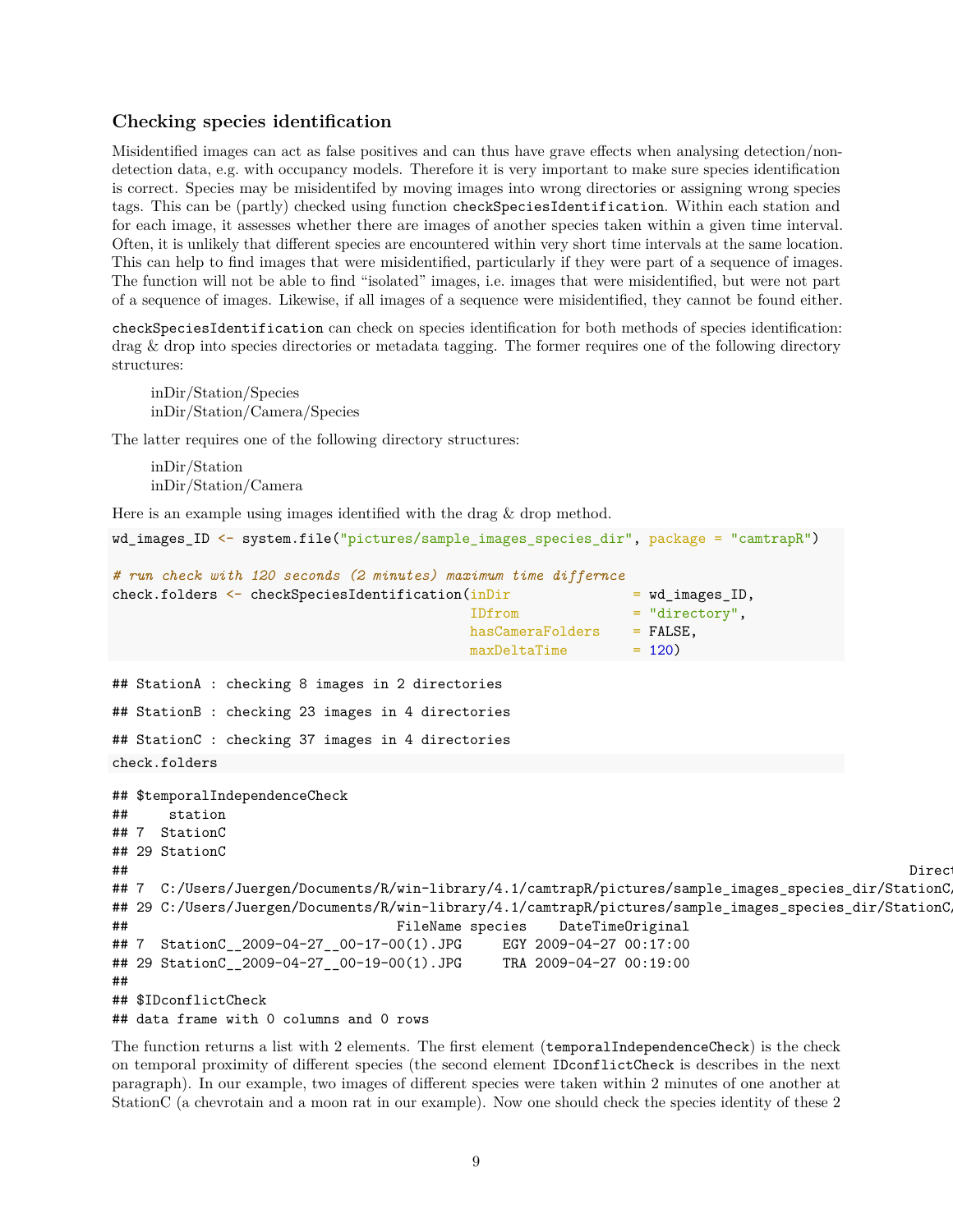### Checking species identification

Misidentified images can act as false positives and can thus have grave effects when analysing detection/non-detection data, e.g. with occupancy models. Therefore it is very important to make sure species identification is correct. Species may be misidentifed by moving images into wrong directories or assigning wrong species tags. This can be (partly) checked using function `checkSpeciesIdentification`. Within each station and for each image, it assesses whether there are images of another species taken within a given time interval. Often, it is unlikely that different species are encountered within very short time intervals at the same location. This can help to find images that were misidentified, particularly if they were part of a sequence of images. The function will not be able to find "isolated" images, i.e. images that were misidentified, but were not part of a sequence of images. Likewise, if all images of a sequence were misidentified, they cannot be found either.

`checkSpeciesIdentification` can check on species identification for both methods of species identification: drag & drop into species directories or metadata tagging. The former requires one of the following directory structures:

inDir/Station/Species
inDir/Station/Camera/Species

The latter requires one of the following directory structures:

inDir/Station
inDir/Station/Camera

Here is an example using images identified with the drag & drop method.

```
wd_images_ID <- system.file("pictures/sample_images_species_dir", package = "camtrapR")

# run check with 120 seconds (2 minutes) maximum time differnce
check.folders <- checkSpeciesIdentification(inDir               = wd_images_ID,
                                            IDfrom              = "directory",
                                            hasCameraFolders    = FALSE,
                                            maxDeltaTime        = 120)
```

```
## StationA : checking 8 images in 2 directories

## StationB : checking 23 images in 4 directories

## StationC : checking 37 images in 4 directories
```

```
check.folders
```

```
## $temporalIndependenceCheck
##     station
## 7  StationC
## 29 StationC
##                                                                                                     Direct
## 7  C:/Users/Juergen/Documents/R/win-library/4.1/camtrapR/pictures/sample_images_species_dir/StationC/
## 29 C:/Users/Juergen/Documents/R/win-library/4.1/camtrapR/pictures/sample_images_species_dir/StationC/
##                              FileName species    DateTimeOriginal
## 7  StationC__2009-04-27__00-17-00(1).JPG     EGY 2009-04-27 00:17:00
## 29 StationC__2009-04-27__00-19-00(1).JPG     TRA 2009-04-27 00:19:00
##
## $IDconflictCheck
## data frame with 0 columns and 0 rows
```

The function returns a list with 2 elements. The first element (`temporalIndependenceCheck`) is the check on temporal proximity of different species (the second element `IDconflictCheck` is describes in the next paragraph). In our example, two images of different species were taken within 2 minutes of one another at StationC (a chevrotain and a moon rat in our example). Now one should check the species identity of these 2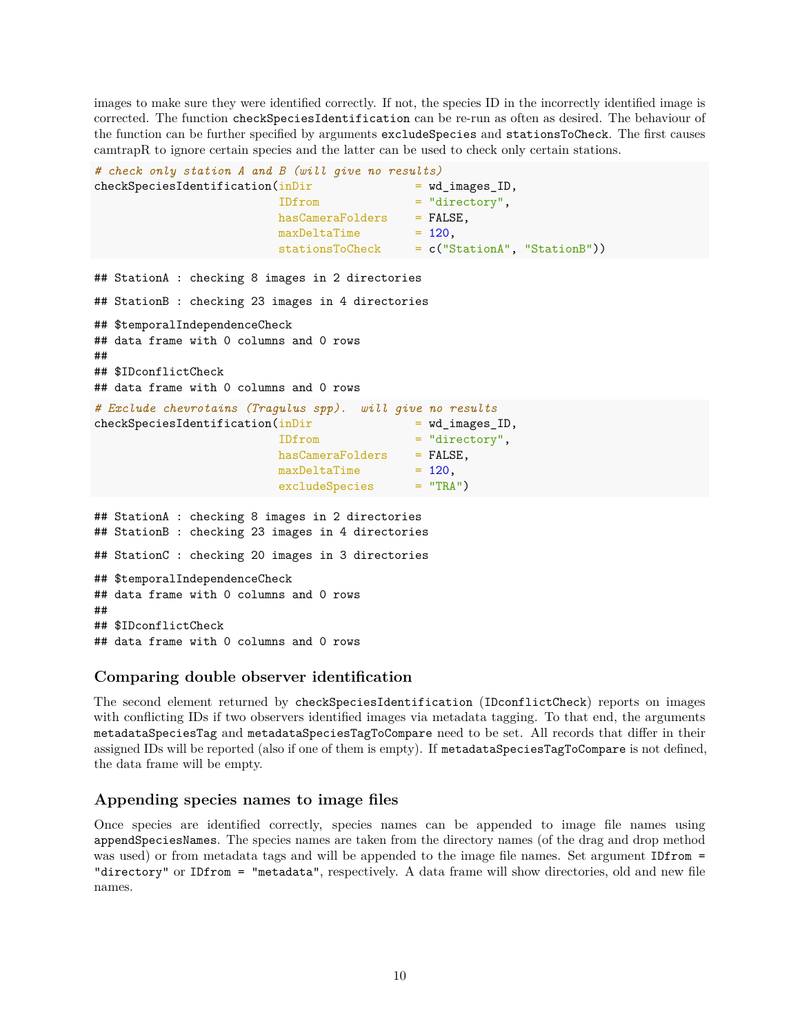images to make sure they were identified correctly. If not, the species ID in the incorrectly identified image is corrected. The function `checkSpeciesIdentification` can be re-run as often as desired. The behaviour of the function can be further specified by arguments `excludeSpecies` and `stationsToCheck`. The first causes camtrapR to ignore certain species and the latter can be used to check only certain stations.

```
# check only station A and B (will give no results)
checkSpeciesIdentification(inDir              = wd_images_ID,
                           IDfrom             = "directory",
                           hasCameraFolders   = FALSE,
                           maxDeltaTime       = 120,
                           stationsToCheck    = c("StationA", "StationB"))
```

```
## StationA : checking 8 images in 2 directories

## StationB : checking 23 images in 4 directories

## $temporalIndependenceCheck
## data frame with 0 columns and 0 rows
##
## $IDconflictCheck
## data frame with 0 columns and 0 rows
```

```
# Exclude chevrotains (Tragulus spp).  will give no results
checkSpeciesIdentification(inDir              = wd_images_ID,
                           IDfrom             = "directory",
                           hasCameraFolders   = FALSE,
                           maxDeltaTime       = 120,
                           excludeSpecies     = "TRA")
```

```
## StationA : checking 8 images in 2 directories
## StationB : checking 23 images in 4 directories

## StationC : checking 20 images in 3 directories

## $temporalIndependenceCheck
## data frame with 0 columns and 0 rows
##
## $IDconflictCheck
## data frame with 0 columns and 0 rows
```

### Comparing double observer identification

The second element returned by `checkSpeciesIdentification` (`IDconflictCheck`) reports on images with conflicting IDs if two observers identified images via metadata tagging. To that end, the arguments `metadataSpeciesTag` and `metadataSpeciesTagToCompare` need to be set. All records that differ in their assigned IDs will be reported (also if one of them is empty). If `metadataSpeciesTagToCompare` is not defined, the data frame will be empty.

### Appending species names to image files

Once species are identified correctly, species names can be appended to image file names using `appendSpeciesNames`. The species names are taken from the directory names (of the drag and drop method was used) or from metadata tags and will be appended to the image file names. Set argument `IDfrom = "directory"` or `IDfrom = "metadata"`, respectively. A data frame will show directories, old and new file names.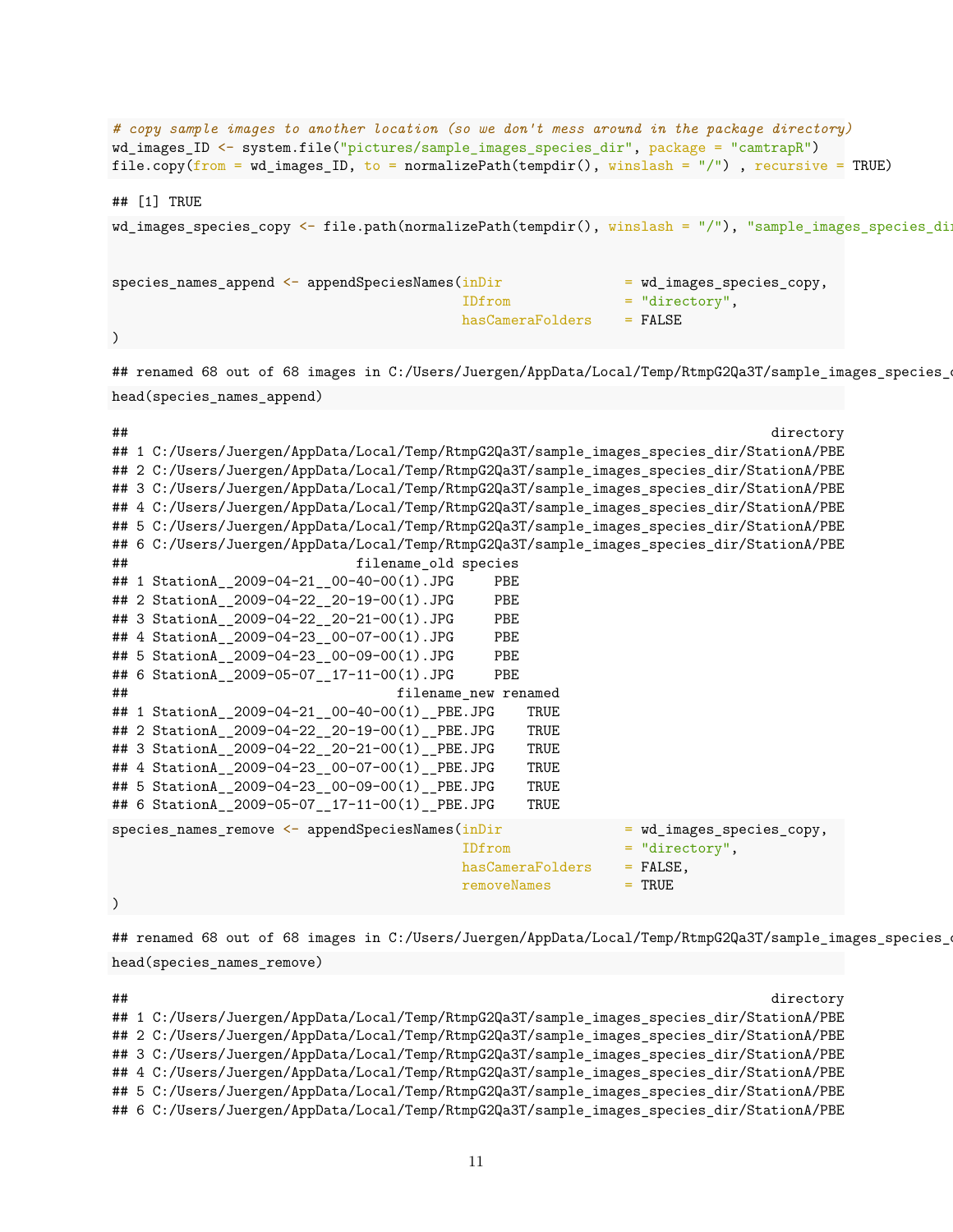```r
# copy sample images to another location (so we don't mess around in the package directory)
wd_images_ID <- system.file("pictures/sample_images_species_dir", package = "camtrapR")
file.copy(from = wd_images_ID, to = normalizePath(tempdir(), winslash = "/") , recursive = TRUE)
```

```
## [1] TRUE
```

```r
wd_images_species_copy <- file.path(normalizePath(tempdir(), winslash = "/"), "sample_images_species_di


species_names_append <- appendSpeciesNames(inDir              = wd_images_species_copy,
                                           IDfrom             = "directory",
                                           hasCameraFolders   = FALSE
)
```

```
## renamed 68 out of 68 images in C:/Users/Juergen/AppData/Local/Temp/RtmpG2Qa3T/sample_images_species_d
```

```r
head(species_names_append)
```

```
##                                                                               directory
## 1 C:/Users/Juergen/AppData/Local/Temp/RtmpG2Qa3T/sample_images_species_dir/StationA/PBE
## 2 C:/Users/Juergen/AppData/Local/Temp/RtmpG2Qa3T/sample_images_species_dir/StationA/PBE
## 3 C:/Users/Juergen/AppData/Local/Temp/RtmpG2Qa3T/sample_images_species_dir/StationA/PBE
## 4 C:/Users/Juergen/AppData/Local/Temp/RtmpG2Qa3T/sample_images_species_dir/StationA/PBE
## 5 C:/Users/Juergen/AppData/Local/Temp/RtmpG2Qa3T/sample_images_species_dir/StationA/PBE
## 6 C:/Users/Juergen/AppData/Local/Temp/RtmpG2Qa3T/sample_images_species_dir/StationA/PBE
##                           filename_old species
## 1 StationA__2009-04-21__00-40-00(1).JPG     PBE
## 2 StationA__2009-04-22__20-19-00(1).JPG     PBE
## 3 StationA__2009-04-22__20-21-00(1).JPG     PBE
## 4 StationA__2009-04-23__00-07-00(1).JPG     PBE
## 5 StationA__2009-04-23__00-09-00(1).JPG     PBE
## 6 StationA__2009-05-07__17-11-00(1).JPG     PBE
##                                filename_new renamed
## 1 StationA__2009-04-21__00-40-00(1)__PBE.JPG    TRUE
## 2 StationA__2009-04-22__20-19-00(1)__PBE.JPG    TRUE
## 3 StationA__2009-04-22__20-21-00(1)__PBE.JPG    TRUE
## 4 StationA__2009-04-23__00-07-00(1)__PBE.JPG    TRUE
## 5 StationA__2009-04-23__00-09-00(1)__PBE.JPG    TRUE
## 6 StationA__2009-05-07__17-11-00(1)__PBE.JPG    TRUE
```

```r
species_names_remove <- appendSpeciesNames(inDir              = wd_images_species_copy,
                                           IDfrom             = "directory",
                                           hasCameraFolders   = FALSE,
                                           removeNames        = TRUE
)
```

```
## renamed 68 out of 68 images in C:/Users/Juergen/AppData/Local/Temp/RtmpG2Qa3T/sample_images_species_d
```

```r
head(species_names_remove)
```

```
##                                                                               directory
## 1 C:/Users/Juergen/AppData/Local/Temp/RtmpG2Qa3T/sample_images_species_dir/StationA/PBE
## 2 C:/Users/Juergen/AppData/Local/Temp/RtmpG2Qa3T/sample_images_species_dir/StationA/PBE
## 3 C:/Users/Juergen/AppData/Local/Temp/RtmpG2Qa3T/sample_images_species_dir/StationA/PBE
## 4 C:/Users/Juergen/AppData/Local/Temp/RtmpG2Qa3T/sample_images_species_dir/StationA/PBE
## 5 C:/Users/Juergen/AppData/Local/Temp/RtmpG2Qa3T/sample_images_species_dir/StationA/PBE
## 6 C:/Users/Juergen/AppData/Local/Temp/RtmpG2Qa3T/sample_images_species_dir/StationA/PBE
```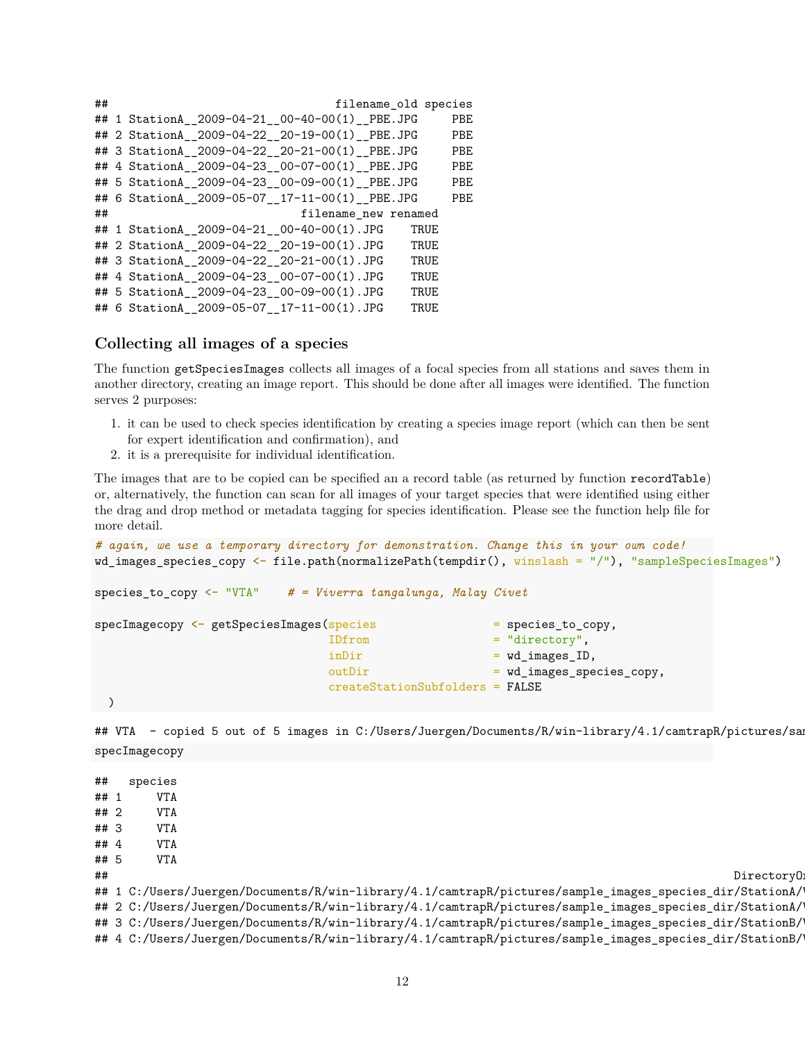```
##                                filename_old species
## 1 StationA__2009-04-21__00-40-00(1)__PBE.JPG     PBE
## 2 StationA__2009-04-22__20-19-00(1)__PBE.JPG     PBE
## 3 StationA__2009-04-22__20-21-00(1)__PBE.JPG     PBE
## 4 StationA__2009-04-23__00-07-00(1)__PBE.JPG     PBE
## 5 StationA__2009-04-23__00-09-00(1)__PBE.JPG     PBE
## 6 StationA__2009-05-07__17-11-00(1)__PBE.JPG     PBE
##                           filename_new renamed
## 1 StationA__2009-04-21__00-40-00(1).JPG    TRUE
## 2 StationA__2009-04-22__20-19-00(1).JPG    TRUE
## 3 StationA__2009-04-22__20-21-00(1).JPG    TRUE
## 4 StationA__2009-04-23__00-07-00(1).JPG    TRUE
## 5 StationA__2009-04-23__00-09-00(1).JPG    TRUE
## 6 StationA__2009-05-07__17-11-00(1).JPG    TRUE
```

### Collecting all images of a species

The function `getSpeciesImages` collects all images of a focal species from all stations and saves them in another directory, creating an image report. This should be done after all images were identified. The function serves 2 purposes:

1. it can be used to check species identification by creating a species image report (which can then be sent for expert identification and confirmation), and
2. it is a prerequisite for individual identification.

The images that are to be copied can be specified an a record table (as returned by function `recordTable`) or, alternatively, the function can scan for all images of your target species that were identified using either the drag and drop method or metadata tagging for species identification. Please see the function help file for more detail.

```r
# again, we use a temporary directory for demonstration. Change this in your own code!
wd_images_species_copy <- file.path(normalizePath(tempdir(), winslash = "/"), "sampleSpeciesImages")

species_to_copy <- "VTA"    # = Viverra tangalunga, Malay Civet

specImagecopy <- getSpeciesImages(species                 = species_to_copy,
                                  IDfrom                  = "directory",
                                  inDir                   = wd_images_ID,
                                  outDir                  = wd_images_species_copy,
                                  createStationSubfolders = FALSE
  )
```

```
## VTA  - copied 5 out of 5 images in C:/Users/Juergen/Documents/R/win-library/4.1/camtrapR/pictures/sam
```

```r
specImagecopy
```

```
##   species
## 1     VTA
## 2     VTA
## 3     VTA
## 4     VTA
## 5     VTA
##                                                                                          DirectoryOr
## 1 C:/Users/Juergen/Documents/R/win-library/4.1/camtrapR/pictures/sample_images_species_dir/StationA/V
## 2 C:/Users/Juergen/Documents/R/win-library/4.1/camtrapR/pictures/sample_images_species_dir/StationA/V
## 3 C:/Users/Juergen/Documents/R/win-library/4.1/camtrapR/pictures/sample_images_species_dir/StationB/V
## 4 C:/Users/Juergen/Documents/R/win-library/4.1/camtrapR/pictures/sample_images_species_dir/StationB/V
```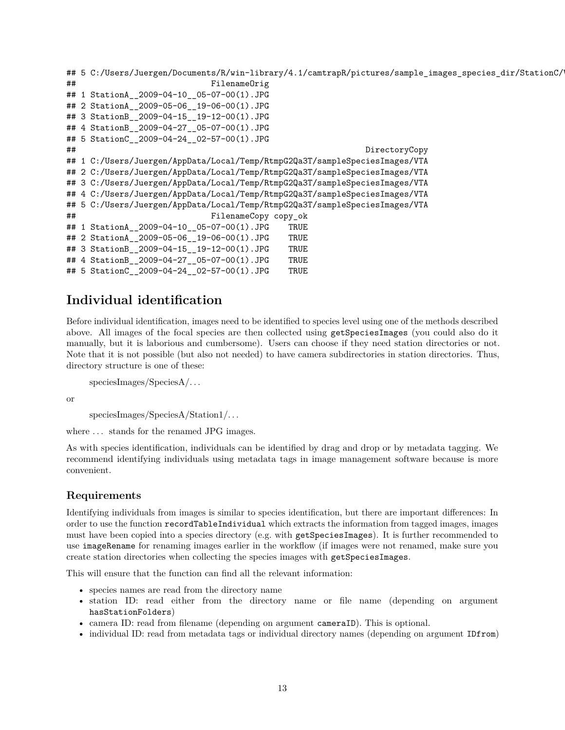```
## 5 C:/Users/Juergen/Documents/R/win-library/4.1/camtrapR/pictures/sample_images_species_dir/StationC/V
##                         FilenameOrig
## 1 StationA__2009-04-10__05-07-00(1).JPG
## 2 StationA__2009-05-06__19-06-00(1).JPG
## 3 StationB__2009-04-15__19-12-00(1).JPG
## 4 StationB__2009-04-27__05-07-00(1).JPG
## 5 StationC__2009-04-24__02-57-00(1).JPG
##                                                            DirectoryCopy
## 1 C:/Users/Juergen/AppData/Local/Temp/RtmpG2Qa3T/sampleSpeciesImages/VTA
## 2 C:/Users/Juergen/AppData/Local/Temp/RtmpG2Qa3T/sampleSpeciesImages/VTA
## 3 C:/Users/Juergen/AppData/Local/Temp/RtmpG2Qa3T/sampleSpeciesImages/VTA
## 4 C:/Users/Juergen/AppData/Local/Temp/RtmpG2Qa3T/sampleSpeciesImages/VTA
## 5 C:/Users/Juergen/AppData/Local/Temp/RtmpG2Qa3T/sampleSpeciesImages/VTA
##                         FilenameCopy copy_ok
## 1 StationA__2009-04-10__05-07-00(1).JPG    TRUE
## 2 StationA__2009-05-06__19-06-00(1).JPG    TRUE
## 3 StationB__2009-04-15__19-12-00(1).JPG    TRUE
## 4 StationB__2009-04-27__05-07-00(1).JPG    TRUE
## 5 StationC__2009-04-24__02-57-00(1).JPG    TRUE
```

## Individual identification

Before individual identification, images need to be identified to species level using one of the methods described above. All images of the focal species are then collected using `getSpeciesImages` (you could also do it manually, but it is laborious and cumbersome). Users can choose if they need station directories or not. Note that it is not possible (but also not needed) to have camera subdirectories in station directories. Thus, directory structure is one of these:

> speciesImages/SpeciesA/…

or

> speciesImages/SpeciesA/Station1/…

where … stands for the renamed JPG images.

As with species identification, individuals can be identified by drag and drop or by metadata tagging. We recommend identifying individuals using metadata tags in image management software because is more convenient.

### Requirements

Identifying individuals from images is similar to species identification, but there are important differences: In order to use the function `recordTableIndividual` which extracts the information from tagged images, images must have been copied into a species directory (e.g. with `getSpeciesImages`). It is further recommended to use `imageRename` for renaming images earlier in the workflow (if images were not renamed, make sure you create station directories when collecting the species images with `getSpeciesImages`.

This will ensure that the function can find all the relevant information:

- species names are read from the directory name
- station ID: read either from the directory name or file name (depending on argument `hasStationFolders`)
- camera ID: read from filename (depending on argument `cameraID`). This is optional.
- individual ID: read from metadata tags or individual directory names (depending on argument `IDfrom`)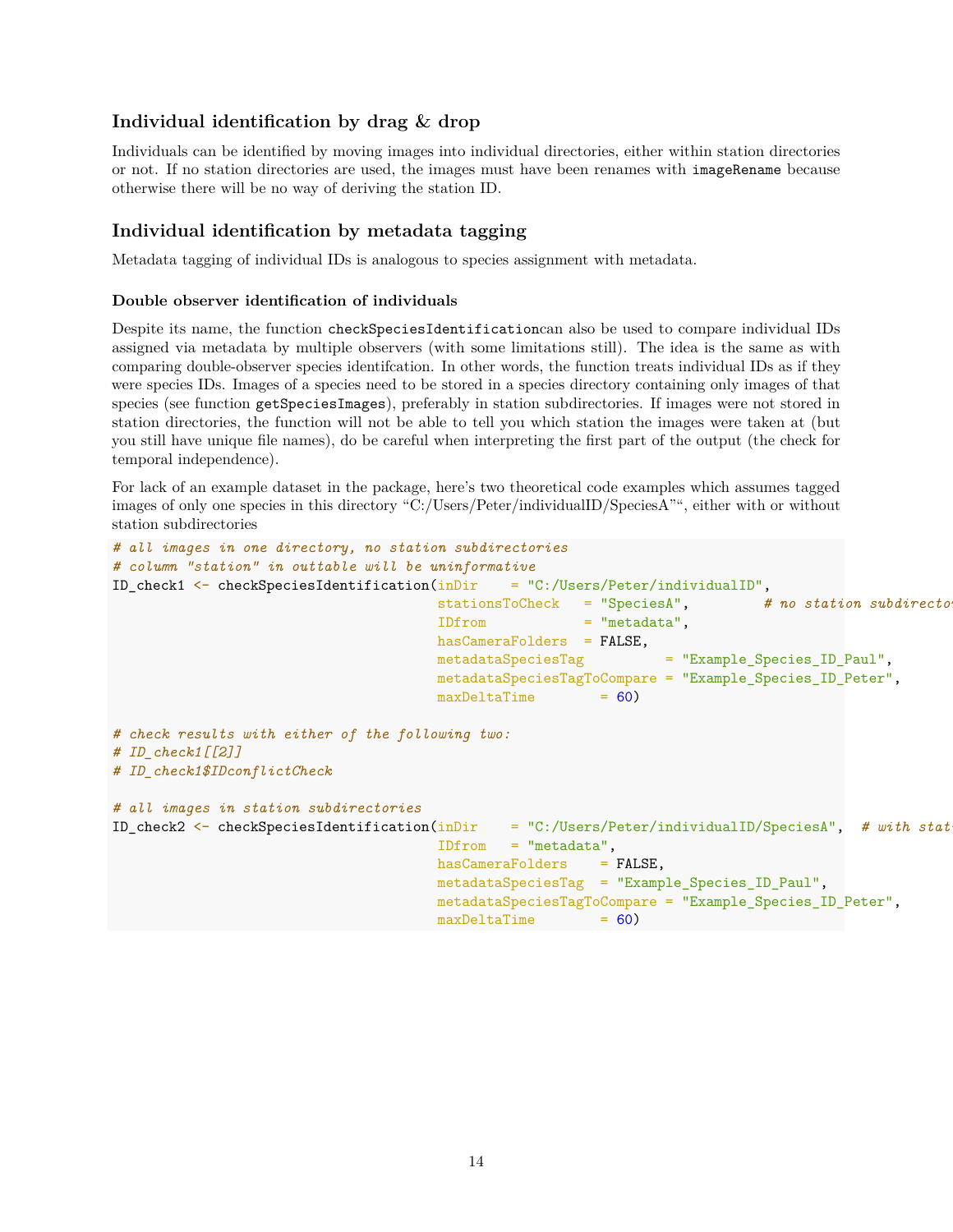## Individual identification by drag & drop

Individuals can be identified by moving images into individual directories, either within station directories or not. If no station directories are used, the images must have been renames with `imageRename` because otherwise there will be no way of deriving the station ID.

## Individual identification by metadata tagging

Metadata tagging of individual IDs is analogous to species assignment with metadata.

### Double observer identification of individuals

Despite its name, the function `checkSpeciesIdentification`can also be used to compare individual IDs assigned via metadata by multiple observers (with some limitations still). The idea is the same as with comparing double-observer species identifcation. In other words, the function treats individual IDs as if they were species IDs. Images of a species need to be stored in a species directory containing only images of that species (see function `getSpeciesImages`), preferably in station subdirectories. If images were not stored in station directories, the function will not be able to tell you which station the images were taken at (but you still have unique file names), do be careful when interpreting the first part of the output (the check for temporal independence).

For lack of an example dataset in the package, here's two theoretical code examples which assumes tagged images of only one species in this directory "C:/Users/Peter/individualID/SpeciesA"", either with or without station subdirectories

```
# all images in one directory, no station subdirectories
# column "station" in outtable will be uninformative
ID_check1 <- checkSpeciesIdentification(inDir    = "C:/Users/Peter/individualID",
                                        stationsToCheck   = "SpeciesA",         # no station subdirecto
                                        IDfrom            = "metadata",
                                        hasCameraFolders  = FALSE,
                                        metadataSpeciesTag          = "Example_Species_ID_Paul",
                                        metadataSpeciesTagToCompare = "Example_Species_ID_Peter",
                                        maxDeltaTime        = 60)

# check results with either of the following two:
# ID_check1[[2]]
# ID_check1$IDconflictCheck

# all images in station subdirectories
ID_check2 <- checkSpeciesIdentification(inDir    = "C:/Users/Peter/individualID/SpeciesA",  # with stat
                                        IDfrom   = "metadata",
                                        hasCameraFolders    = FALSE,
                                        metadataSpeciesTag  = "Example_Species_ID_Paul",
                                        metadataSpeciesTagToCompare = "Example_Species_ID_Peter",
                                        maxDeltaTime        = 60)
```